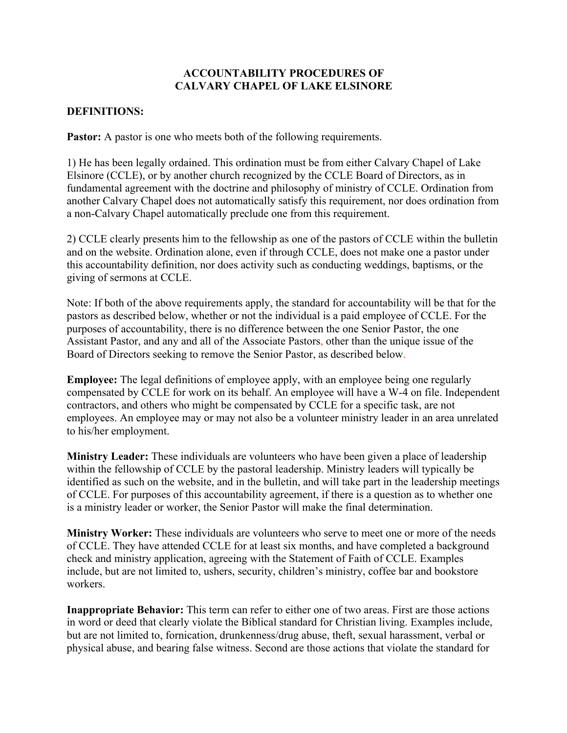# ACCOUNTABILITY PROCEDURES OF CALVARY CHAPEL OF LAKE ELSINORE

## DEFINITIONS:

**Pastor:** A pastor is one who meets both of the following requirements.

1) He has been legally ordained. This ordination must be from either Calvary Chapel of Lake Elsinore (CCLE), or by another church recognized by the CCLE Board of Directors, as in fundamental agreement with the doctrine and philosophy of ministry of CCLE. Ordination from another Calvary Chapel does not automatically satisfy this requirement, nor does ordination from a non-Calvary Chapel automatically preclude one from this requirement.

2) CCLE clearly presents him to the fellowship as one of the pastors of CCLE within the bulletin and on the website. Ordination alone, even if through CCLE, does not make one a pastor under this accountability definition, nor does activity such as conducting weddings, baptisms, or the giving of sermons at CCLE.

Note: If both of the above requirements apply, the standard for accountability will be that for the pastors as described below, whether or not the individual is a paid employee of CCLE. For the purposes of accountability, there is no difference between the one Senior Pastor, the one Assistant Pastor, and any and all of the Associate Pastors, other than the unique issue of the Board of Directors seeking to remove the Senior Pastor, as described below.

**Employee:** The legal definitions of employee apply, with an employee being one regularly compensated by CCLE for work on its behalf. An employee will have a W-4 on file. Independent contractors, and others who might be compensated by CCLE for a specific task, are not employees. An employee may or may not also be a volunteer ministry leader in an area unrelated to his/her employment.

**Ministry Leader:** These individuals are volunteers who have been given a place of leadership within the fellowship of CCLE by the pastoral leadership. Ministry leaders will typically be identified as such on the website, and in the bulletin, and will take part in the leadership meetings of CCLE. For purposes of this accountability agreement, if there is a question as to whether one is a ministry leader or worker, the Senior Pastor will make the final determination.

**Ministry Worker:** These individuals are volunteers who serve to meet one or more of the needs of CCLE. They have attended CCLE for at least six months, and have completed a background check and ministry application, agreeing with the Statement of Faith of CCLE. Examples include, but are not limited to, ushers, security, children's ministry, coffee bar and bookstore workers.

**Inappropriate Behavior:** This term can refer to either one of two areas. First are those actions in word or deed that clearly violate the Biblical standard for Christian living. Examples include, but are not limited to, fornication, drunkenness/drug abuse, theft, sexual harassment, verbal or physical abuse, and bearing false witness. Second are those actions that violate the standard for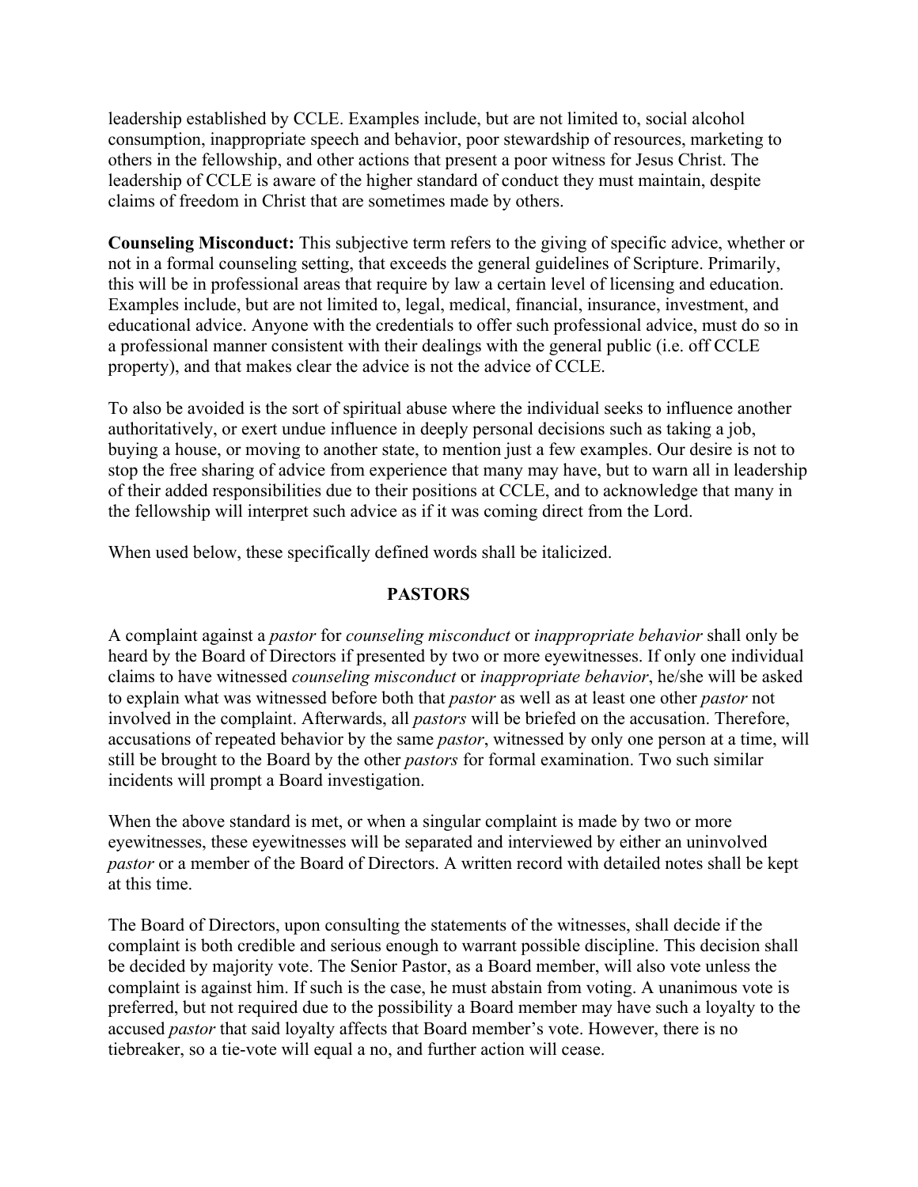leadership established by CCLE. Examples include, but are not limited to, social alcohol consumption, inappropriate speech and behavior, poor stewardship of resources, marketing to others in the fellowship, and other actions that present a poor witness for Jesus Christ. The leadership of CCLE is aware of the higher standard of conduct they must maintain, despite claims of freedom in Christ that are sometimes made by others.

**Counseling Misconduct:** This subjective term refers to the giving of specific advice, whether or not in a formal counseling setting, that exceeds the general guidelines of Scripture. Primarily, this will be in professional areas that require by law a certain level of licensing and education. Examples include, but are not limited to, legal, medical, financial, insurance, investment, and educational advice. Anyone with the credentials to offer such professional advice, must do so in a professional manner consistent with their dealings with the general public (i.e. off CCLE property), and that makes clear the advice is not the advice of CCLE.

To also be avoided is the sort of spiritual abuse where the individual seeks to influence another authoritatively, or exert undue influence in deeply personal decisions such as taking a job, buying a house, or moving to another state, to mention just a few examples. Our desire is not to stop the free sharing of advice from experience that many may have, but to warn all in leadership of their added responsibilities due to their positions at CCLE, and to acknowledge that many in the fellowship will interpret such advice as if it was coming direct from the Lord.

When used below, these specifically defined words shall be italicized.

## PASTORS

A complaint against a *pastor* for *counseling misconduct* or *inappropriate behavior* shall only be heard by the Board of Directors if presented by two or more eyewitnesses. If only one individual claims to have witnessed *counseling misconduct* or *inappropriate behavior*, he/she will be asked to explain what was witnessed before both that *pastor* as well as at least one other *pastor* not involved in the complaint. Afterwards, all *pastors* will be briefed on the accusation. Therefore, accusations of repeated behavior by the same *pastor*, witnessed by only one person at a time, will still be brought to the Board by the other *pastors* for formal examination. Two such similar incidents will prompt a Board investigation.

When the above standard is met, or when a singular complaint is made by two or more eyewitnesses, these eyewitnesses will be separated and interviewed by either an uninvolved *pastor* or a member of the Board of Directors. A written record with detailed notes shall be kept at this time.

The Board of Directors, upon consulting the statements of the witnesses, shall decide if the complaint is both credible and serious enough to warrant possible discipline. This decision shall be decided by majority vote. The Senior Pastor, as a Board member, will also vote unless the complaint is against him. If such is the case, he must abstain from voting. A unanimous vote is preferred, but not required due to the possibility a Board member may have such a loyalty to the accused *pastor* that said loyalty affects that Board member's vote. However, there is no tiebreaker, so a tie-vote will equal a no, and further action will cease.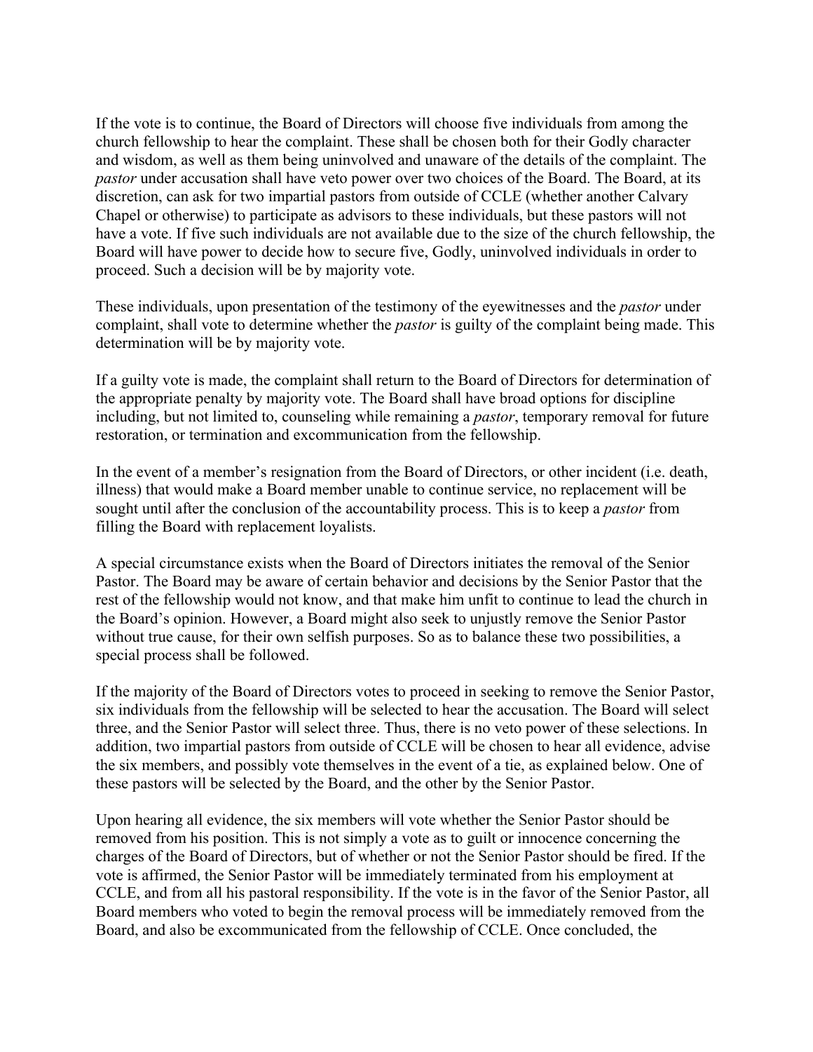If the vote is to continue, the Board of Directors will choose five individuals from among the church fellowship to hear the complaint. These shall be chosen both for their Godly character and wisdom, as well as them being uninvolved and unaware of the details of the complaint. The *pastor* under accusation shall have veto power over two choices of the Board. The Board, at its discretion, can ask for two impartial pastors from outside of CCLE (whether another Calvary Chapel or otherwise) to participate as advisors to these individuals, but these pastors will not have a vote. If five such individuals are not available due to the size of the church fellowship, the Board will have power to decide how to secure five, Godly, uninvolved individuals in order to proceed. Such a decision will be by majority vote.

These individuals, upon presentation of the testimony of the eyewitnesses and the *pastor* under complaint, shall vote to determine whether the *pastor* is guilty of the complaint being made. This determination will be by majority vote.

If a guilty vote is made, the complaint shall return to the Board of Directors for determination of the appropriate penalty by majority vote. The Board shall have broad options for discipline including, but not limited to, counseling while remaining a *pastor*, temporary removal for future restoration, or termination and excommunication from the fellowship.

In the event of a member's resignation from the Board of Directors, or other incident (i.e. death, illness) that would make a Board member unable to continue service, no replacement will be sought until after the conclusion of the accountability process. This is to keep a *pastor* from filling the Board with replacement loyalists.

A special circumstance exists when the Board of Directors initiates the removal of the Senior Pastor. The Board may be aware of certain behavior and decisions by the Senior Pastor that the rest of the fellowship would not know, and that make him unfit to continue to lead the church in the Board's opinion. However, a Board might also seek to unjustly remove the Senior Pastor without true cause, for their own selfish purposes. So as to balance these two possibilities, a special process shall be followed.

If the majority of the Board of Directors votes to proceed in seeking to remove the Senior Pastor, six individuals from the fellowship will be selected to hear the accusation. The Board will select three, and the Senior Pastor will select three. Thus, there is no veto power of these selections. In addition, two impartial pastors from outside of CCLE will be chosen to hear all evidence, advise the six members, and possibly vote themselves in the event of a tie, as explained below. One of these pastors will be selected by the Board, and the other by the Senior Pastor.

Upon hearing all evidence, the six members will vote whether the Senior Pastor should be removed from his position. This is not simply a vote as to guilt or innocence concerning the charges of the Board of Directors, but of whether or not the Senior Pastor should be fired. If the vote is affirmed, the Senior Pastor will be immediately terminated from his employment at CCLE, and from all his pastoral responsibility. If the vote is in the favor of the Senior Pastor, all Board members who voted to begin the removal process will be immediately removed from the Board, and also be excommunicated from the fellowship of CCLE. Once concluded, the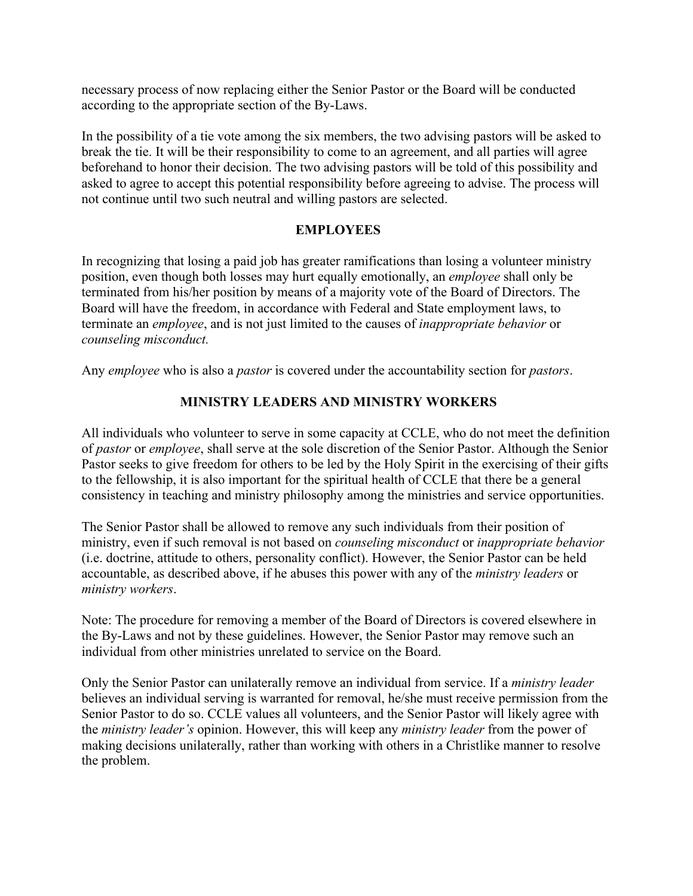necessary process of now replacing either the Senior Pastor or the Board will be conducted according to the appropriate section of the By-Laws.

In the possibility of a tie vote among the six members, the two advising pastors will be asked to break the tie. It will be their responsibility to come to an agreement, and all parties will agree beforehand to honor their decision. The two advising pastors will be told of this possibility and asked to agree to accept this potential responsibility before agreeing to advise. The process will not continue until two such neutral and willing pastors are selected.

## EMPLOYEES

In recognizing that losing a paid job has greater ramifications than losing a volunteer ministry position, even though both losses may hurt equally emotionally, an *employee* shall only be terminated from his/her position by means of a majority vote of the Board of Directors. The Board will have the freedom, in accordance with Federal and State employment laws, to terminate an *employee*, and is not just limited to the causes of *inappropriate behavior* or *counseling misconduct.*

Any *employee* who is also a *pastor* is covered under the accountability section for *pastors*.

## MINISTRY LEADERS AND MINISTRY WORKERS

All individuals who volunteer to serve in some capacity at CCLE, who do not meet the definition of *pastor* or *employee*, shall serve at the sole discretion of the Senior Pastor. Although the Senior Pastor seeks to give freedom for others to be led by the Holy Spirit in the exercising of their gifts to the fellowship, it is also important for the spiritual health of CCLE that there be a general consistency in teaching and ministry philosophy among the ministries and service opportunities.

The Senior Pastor shall be allowed to remove any such individuals from their position of ministry, even if such removal is not based on *counseling misconduct* or *inappropriate behavior* (i.e. doctrine, attitude to others, personality conflict). However, the Senior Pastor can be held accountable, as described above, if he abuses this power with any of the *ministry leaders* or *ministry workers*.

Note: The procedure for removing a member of the Board of Directors is covered elsewhere in the By-Laws and not by these guidelines. However, the Senior Pastor may remove such an individual from other ministries unrelated to service on the Board.

Only the Senior Pastor can unilaterally remove an individual from service. If a *ministry leader* believes an individual serving is warranted for removal, he/she must receive permission from the Senior Pastor to do so. CCLE values all volunteers, and the Senior Pastor will likely agree with the *ministry leader's* opinion. However, this will keep any *ministry leader* from the power of making decisions unilaterally, rather than working with others in a Christlike manner to resolve the problem.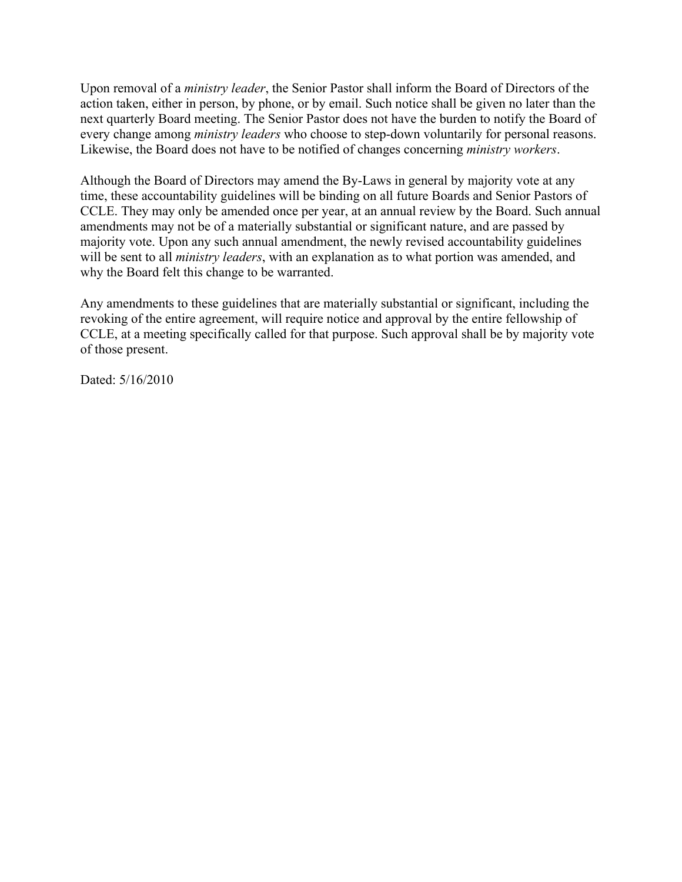Upon removal of a *ministry leader*, the Senior Pastor shall inform the Board of Directors of the action taken, either in person, by phone, or by email. Such notice shall be given no later than the next quarterly Board meeting. The Senior Pastor does not have the burden to notify the Board of every change among *ministry leaders* who choose to step-down voluntarily for personal reasons. Likewise, the Board does not have to be notified of changes concerning *ministry workers*.

Although the Board of Directors may amend the By-Laws in general by majority vote at any time, these accountability guidelines will be binding on all future Boards and Senior Pastors of CCLE. They may only be amended once per year, at an annual review by the Board. Such annual amendments may not be of a materially substantial or significant nature, and are passed by majority vote. Upon any such annual amendment, the newly revised accountability guidelines will be sent to all *ministry leaders*, with an explanation as to what portion was amended, and why the Board felt this change to be warranted.

Any amendments to these guidelines that are materially substantial or significant, including the revoking of the entire agreement, will require notice and approval by the entire fellowship of CCLE, at a meeting specifically called for that purpose. Such approval shall be by majority vote of those present.

Dated: 5/16/2010